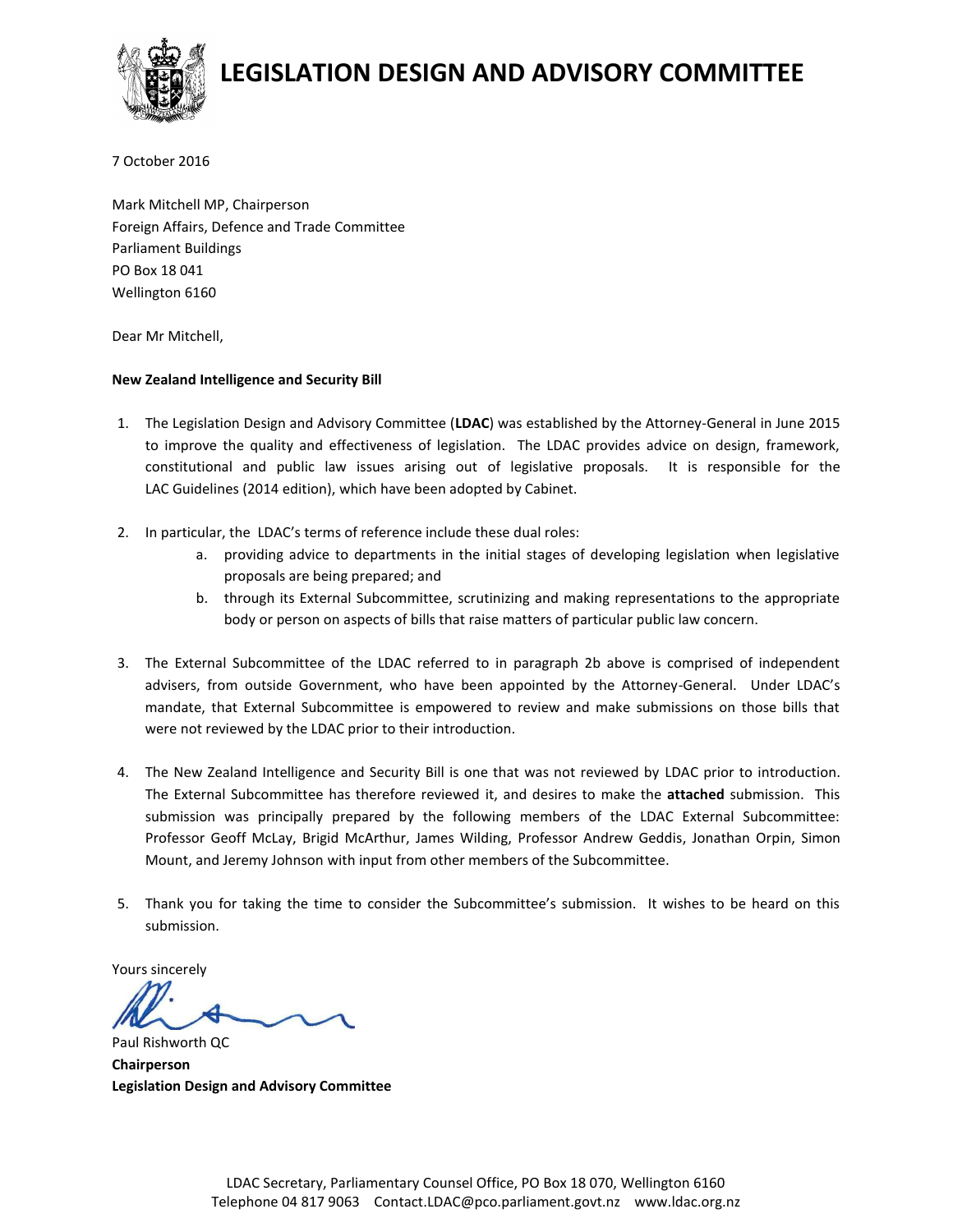# LEGISLATION DESIGN AND ADVISORY COMMITTEE

7 October 2016

Mark Mitchell MP, Chairperson
Foreign Affairs, Defence and Trade Committee
Parliament Buildings
PO Box 18 041
Wellington 6160

Dear Mr Mitchell,

**New Zealand Intelligence and Security Bill**

1. The Legislation Design and Advisory Committee (**LDAC**) was established by the Attorney-General in June 2015 to improve the quality and effectiveness of legislation. The LDAC provides advice on design, framework, constitutional and public law issues arising out of legislative proposals. It is responsible for the LAC Guidelines (2014 edition), which have been adopted by Cabinet.

2. In particular, the LDAC's terms of reference include these dual roles:
   a. providing advice to departments in the initial stages of developing legislation when legislative proposals are being prepared; and
   b. through its External Subcommittee, scrutinizing and making representations to the appropriate body or person on aspects of bills that raise matters of particular public law concern.

3. The External Subcommittee of the LDAC referred to in paragraph 2b above is comprised of independent advisers, from outside Government, who have been appointed by the Attorney-General. Under LDAC's mandate, that External Subcommittee is empowered to review and make submissions on those bills that were not reviewed by the LDAC prior to their introduction.

4. The New Zealand Intelligence and Security Bill is one that was not reviewed by LDAC prior to introduction. The External Subcommittee has therefore reviewed it, and desires to make the **attached** submission. This submission was principally prepared by the following members of the LDAC External Subcommittee: Professor Geoff McLay, Brigid McArthur, James Wilding, Professor Andrew Geddis, Jonathan Orpin, Simon Mount, and Jeremy Johnson with input from other members of the Subcommittee.

5. Thank you for taking the time to consider the Subcommittee's submission. It wishes to be heard on this submission.

Yours sincerely

Paul Rishworth QC
**Chairperson**
**Legislation Design and Advisory Committee**

LDAC Secretary, Parliamentary Counsel Office, PO Box 18 070, Wellington 6160
Telephone 04 817 9063 Contact.LDAC@pco.parliament.govt.nz www.ldac.org.nz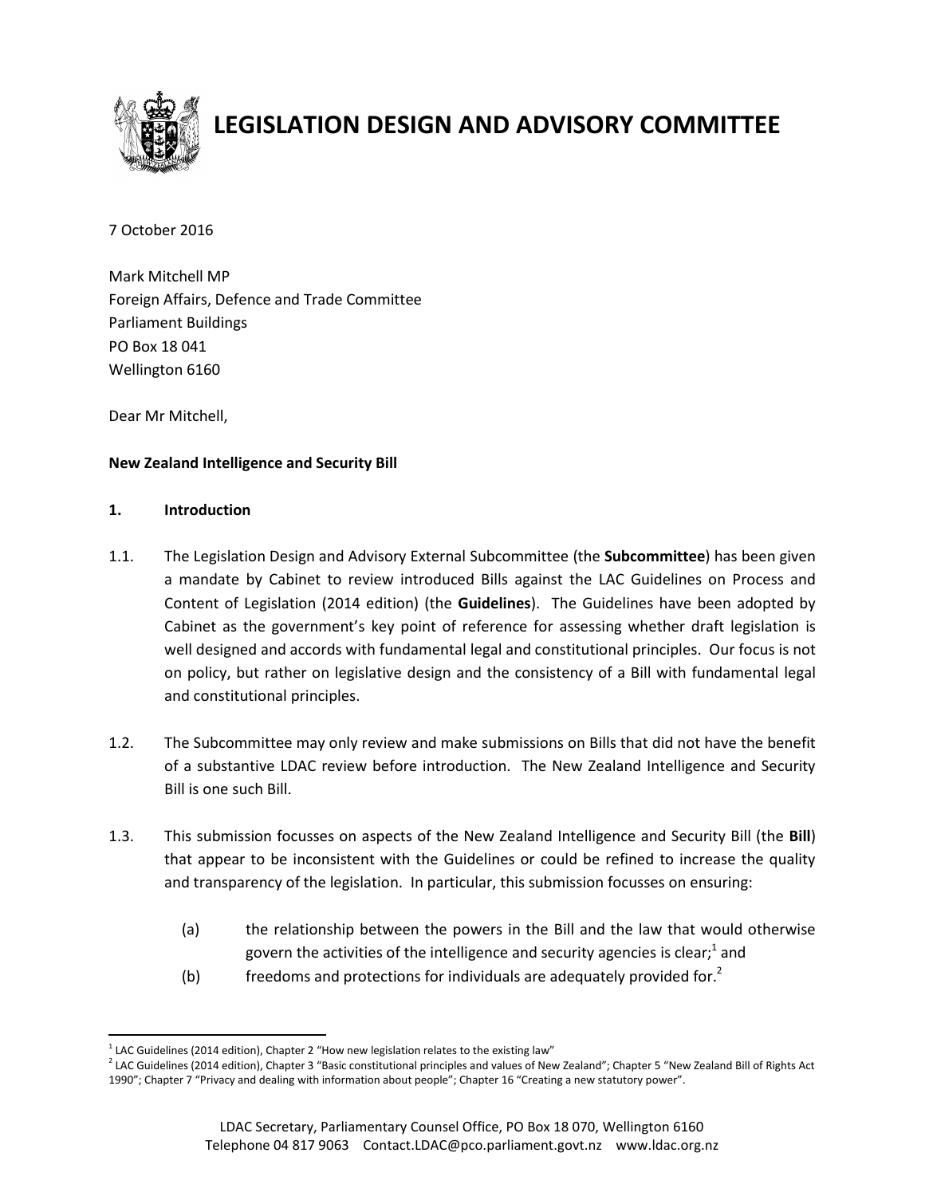# LEGISLATION DESIGN AND ADVISORY COMMITTEE

7 October 2016

Mark Mitchell MP
Foreign Affairs, Defence and Trade Committee
Parliament Buildings
PO Box 18 041
Wellington 6160

Dear Mr Mitchell,

**New Zealand Intelligence and Security Bill**

## 1. Introduction

1.1. The Legislation Design and Advisory External Subcommittee (the **Subcommittee**) has been given a mandate by Cabinet to review introduced Bills against the LAC Guidelines on Process and Content of Legislation (2014 edition) (the **Guidelines**). The Guidelines have been adopted by Cabinet as the government's key point of reference for assessing whether draft legislation is well designed and accords with fundamental legal and constitutional principles. Our focus is not on policy, but rather on legislative design and the consistency of a Bill with fundamental legal and constitutional principles.

1.2. The Subcommittee may only review and make submissions on Bills that did not have the benefit of a substantive LDAC review before introduction. The New Zealand Intelligence and Security Bill is one such Bill.

1.3. This submission focusses on aspects of the New Zealand Intelligence and Security Bill (the **Bill**) that appear to be inconsistent with the Guidelines or could be refined to increase the quality and transparency of the legislation. In particular, this submission focusses on ensuring:

(a) the relationship between the powers in the Bill and the law that would otherwise govern the activities of the intelligence and security agencies is clear;[1] and

(b) freedoms and protections for individuals are adequately provided for.[2]

---

[1] LAC Guidelines (2014 edition), Chapter 2 "How new legislation relates to the existing law"

[2] LAC Guidelines (2014 edition), Chapter 3 "Basic constitutional principles and values of New Zealand"; Chapter 5 "New Zealand Bill of Rights Act 1990"; Chapter 7 "Privacy and dealing with information about people"; Chapter 16 "Creating a new statutory power".

LDAC Secretary, Parliamentary Counsel Office, PO Box 18 070, Wellington 6160
Telephone 04 817 9063 Contact.LDAC@pco.parliament.govt.nz www.ldac.org.nz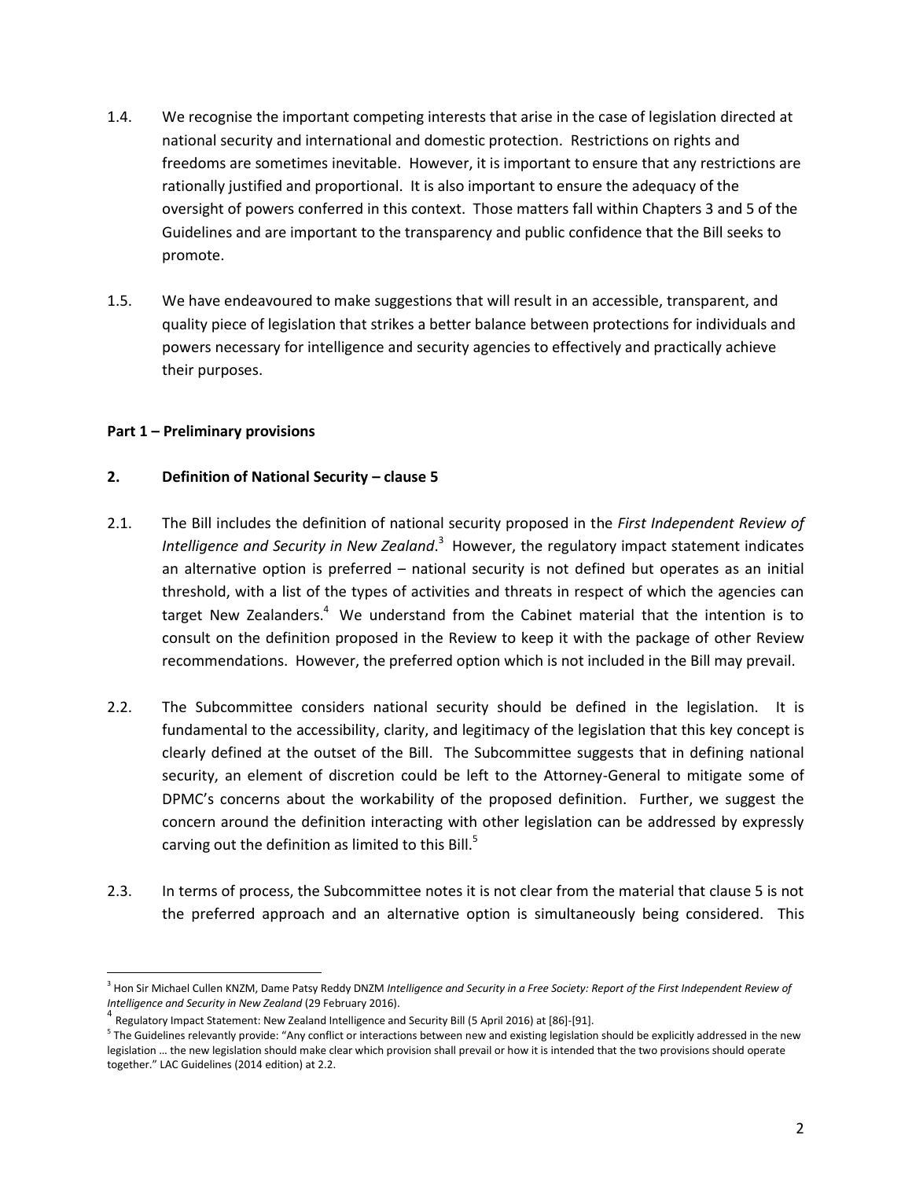1.4. We recognise the important competing interests that arise in the case of legislation directed at national security and international and domestic protection. Restrictions on rights and freedoms are sometimes inevitable. However, it is important to ensure that any restrictions are rationally justified and proportional. It is also important to ensure the adequacy of the oversight of powers conferred in this context. Those matters fall within Chapters 3 and 5 of the Guidelines and are important to the transparency and public confidence that the Bill seeks to promote.

1.5. We have endeavoured to make suggestions that will result in an accessible, transparent, and quality piece of legislation that strikes a better balance between protections for individuals and powers necessary for intelligence and security agencies to effectively and practically achieve their purposes.

**Part 1 – Preliminary provisions**

**2. Definition of National Security – clause 5**

2.1. The Bill includes the definition of national security proposed in the *First Independent Review of Intelligence and Security in New Zealand*.[3] However, the regulatory impact statement indicates an alternative option is preferred – national security is not defined but operates as an initial threshold, with a list of the types of activities and threats in respect of which the agencies can target New Zealanders.[4] We understand from the Cabinet material that the intention is to consult on the definition proposed in the Review to keep it with the package of other Review recommendations. However, the preferred option which is not included in the Bill may prevail.

2.2. The Subcommittee considers national security should be defined in the legislation. It is fundamental to the accessibility, clarity, and legitimacy of the legislation that this key concept is clearly defined at the outset of the Bill. The Subcommittee suggests that in defining national security, an element of discretion could be left to the Attorney-General to mitigate some of DPMC's concerns about the workability of the proposed definition. Further, we suggest the concern around the definition interacting with other legislation can be addressed by expressly carving out the definition as limited to this Bill.[5]

2.3. In terms of process, the Subcommittee notes it is not clear from the material that clause 5 is not the preferred approach and an alternative option is simultaneously being considered. This

[3] Hon Sir Michael Cullen KNZM, Dame Patsy Reddy DNZM *Intelligence and Security in a Free Society: Report of the First Independent Review of Intelligence and Security in New Zealand* (29 February 2016).

[4] Regulatory Impact Statement: New Zealand Intelligence and Security Bill (5 April 2016) at [86]-[91].

[5] The Guidelines relevantly provide: "Any conflict or interactions between new and existing legislation should be explicitly addressed in the new legislation … the new legislation should make clear which provision shall prevail or how it is intended that the two provisions should operate together." LAC Guidelines (2014 edition) at 2.2.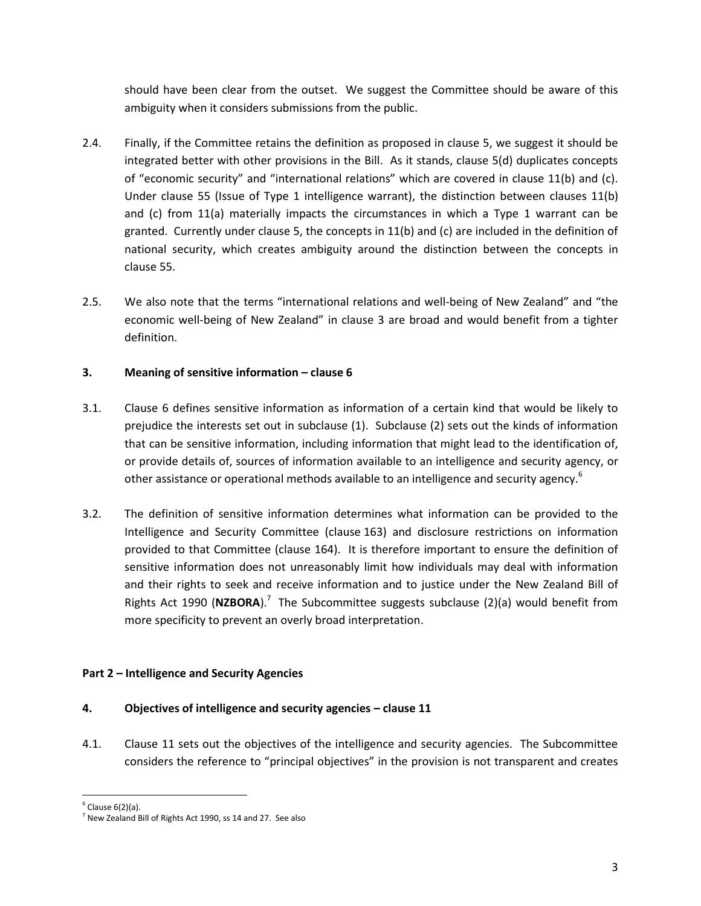should have been clear from the outset. We suggest the Committee should be aware of this ambiguity when it considers submissions from the public.

2.4. Finally, if the Committee retains the definition as proposed in clause 5, we suggest it should be integrated better with other provisions in the Bill. As it stands, clause 5(d) duplicates concepts of "economic security" and "international relations" which are covered in clause 11(b) and (c). Under clause 55 (Issue of Type 1 intelligence warrant), the distinction between clauses 11(b) and (c) from 11(a) materially impacts the circumstances in which a Type 1 warrant can be granted. Currently under clause 5, the concepts in 11(b) and (c) are included in the definition of national security, which creates ambiguity around the distinction between the concepts in clause 55.

2.5. We also note that the terms "international relations and well-being of New Zealand" and "the economic well-being of New Zealand" in clause 3 are broad and would benefit from a tighter definition.

### 3. Meaning of sensitive information – clause 6

3.1. Clause 6 defines sensitive information as information of a certain kind that would be likely to prejudice the interests set out in subclause (1). Subclause (2) sets out the kinds of information that can be sensitive information, including information that might lead to the identification of, or provide details of, sources of information available to an intelligence and security agency, or other assistance or operational methods available to an intelligence and security agency.[6]

3.2. The definition of sensitive information determines what information can be provided to the Intelligence and Security Committee (clause 163) and disclosure restrictions on information provided to that Committee (clause 164). It is therefore important to ensure the definition of sensitive information does not unreasonably limit how individuals may deal with information and their rights to seek and receive information and to justice under the New Zealand Bill of Rights Act 1990 (**NZBORA**).[7] The Subcommittee suggests subclause (2)(a) would benefit from more specificity to prevent an overly broad interpretation.

## Part 2 – Intelligence and Security Agencies

### 4. Objectives of intelligence and security agencies – clause 11

4.1. Clause 11 sets out the objectives of the intelligence and security agencies. The Subcommittee considers the reference to "principal objectives" in the provision is not transparent and creates

---

[6] Clause 6(2)(a).

[7] New Zealand Bill of Rights Act 1990, ss 14 and 27. See also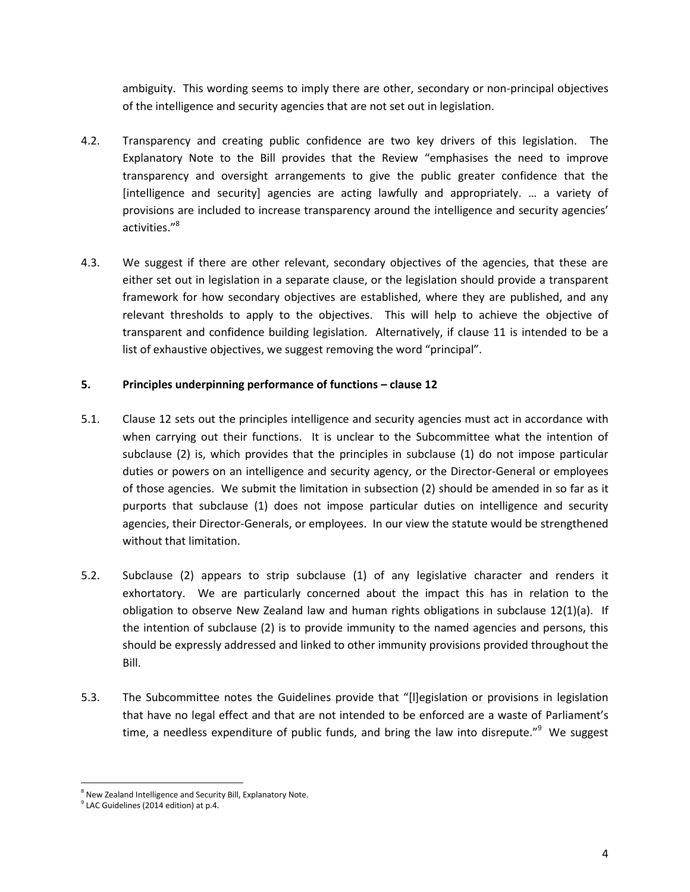ambiguity. This wording seems to imply there are other, secondary or non-principal objectives of the intelligence and security agencies that are not set out in legislation.

4.2. Transparency and creating public confidence are two key drivers of this legislation. The Explanatory Note to the Bill provides that the Review "emphasises the need to improve transparency and oversight arrangements to give the public greater confidence that the [intelligence and security] agencies are acting lawfully and appropriately. … a variety of provisions are included to increase transparency around the intelligence and security agencies' activities."[8]

4.3. We suggest if there are other relevant, secondary objectives of the agencies, that these are either set out in legislation in a separate clause, or the legislation should provide a transparent framework for how secondary objectives are established, where they are published, and any relevant thresholds to apply to the objectives. This will help to achieve the objective of transparent and confidence building legislation. Alternatively, if clause 11 is intended to be a list of exhaustive objectives, we suggest removing the word "principal".

**5. Principles underpinning performance of functions – clause 12**

5.1. Clause 12 sets out the principles intelligence and security agencies must act in accordance with when carrying out their functions. It is unclear to the Subcommittee what the intention of subclause (2) is, which provides that the principles in subclause (1) do not impose particular duties or powers on an intelligence and security agency, or the Director-General or employees of those agencies. We submit the limitation in subsection (2) should be amended in so far as it purports that subclause (1) does not impose particular duties on intelligence and security agencies, their Director-Generals, or employees. In our view the statute would be strengthened without that limitation.

5.2. Subclause (2) appears to strip subclause (1) of any legislative character and renders it exhortatory. We are particularly concerned about the impact this has in relation to the obligation to observe New Zealand law and human rights obligations in subclause 12(1)(a). If the intention of subclause (2) is to provide immunity to the named agencies and persons, this should be expressly addressed and linked to other immunity provisions provided throughout the Bill.

5.3. The Subcommittee notes the Guidelines provide that "[l]egislation or provisions in legislation that have no legal effect and that are not intended to be enforced are a waste of Parliament's time, a needless expenditure of public funds, and bring the law into disrepute."[9] We suggest

---

[8] New Zealand Intelligence and Security Bill, Explanatory Note.

[9] LAC Guidelines (2014 edition) at p.4.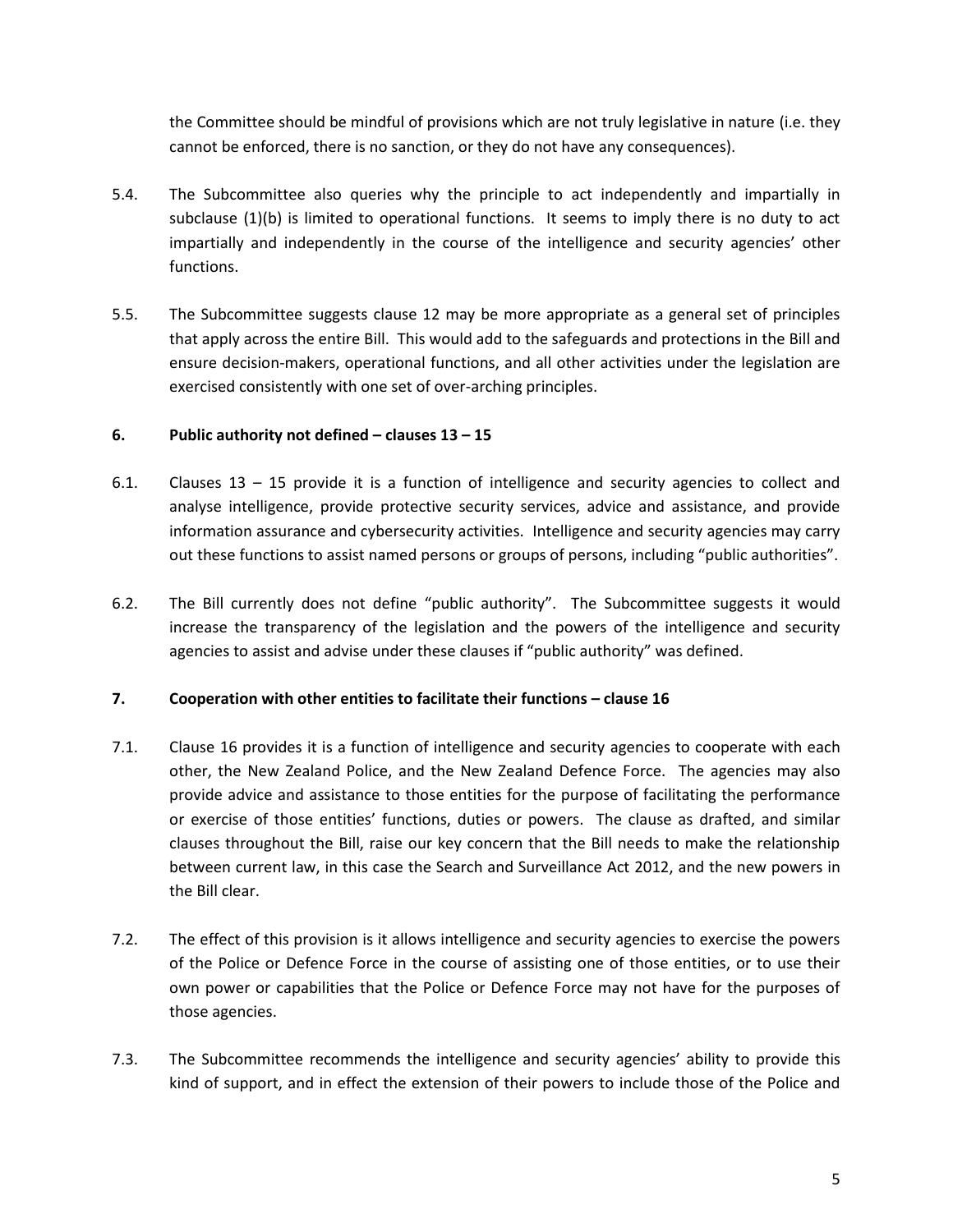the Committee should be mindful of provisions which are not truly legislative in nature (i.e. they cannot be enforced, there is no sanction, or they do not have any consequences).

5.4. The Subcommittee also queries why the principle to act independently and impartially in subclause (1)(b) is limited to operational functions. It seems to imply there is no duty to act impartially and independently in the course of the intelligence and security agencies' other functions.

5.5. The Subcommittee suggests clause 12 may be more appropriate as a general set of principles that apply across the entire Bill. This would add to the safeguards and protections in the Bill and ensure decision-makers, operational functions, and all other activities under the legislation are exercised consistently with one set of over-arching principles.

### 6. Public authority not defined – clauses 13 – 15

6.1. Clauses 13 – 15 provide it is a function of intelligence and security agencies to collect and analyse intelligence, provide protective security services, advice and assistance, and provide information assurance and cybersecurity activities. Intelligence and security agencies may carry out these functions to assist named persons or groups of persons, including "public authorities".

6.2. The Bill currently does not define "public authority". The Subcommittee suggests it would increase the transparency of the legislation and the powers of the intelligence and security agencies to assist and advise under these clauses if "public authority" was defined.

### 7. Cooperation with other entities to facilitate their functions – clause 16

7.1. Clause 16 provides it is a function of intelligence and security agencies to cooperate with each other, the New Zealand Police, and the New Zealand Defence Force. The agencies may also provide advice and assistance to those entities for the purpose of facilitating the performance or exercise of those entities' functions, duties or powers. The clause as drafted, and similar clauses throughout the Bill, raise our key concern that the Bill needs to make the relationship between current law, in this case the Search and Surveillance Act 2012, and the new powers in the Bill clear.

7.2. The effect of this provision is it allows intelligence and security agencies to exercise the powers of the Police or Defence Force in the course of assisting one of those entities, or to use their own power or capabilities that the Police or Defence Force may not have for the purposes of those agencies.

7.3. The Subcommittee recommends the intelligence and security agencies' ability to provide this kind of support, and in effect the extension of their powers to include those of the Police and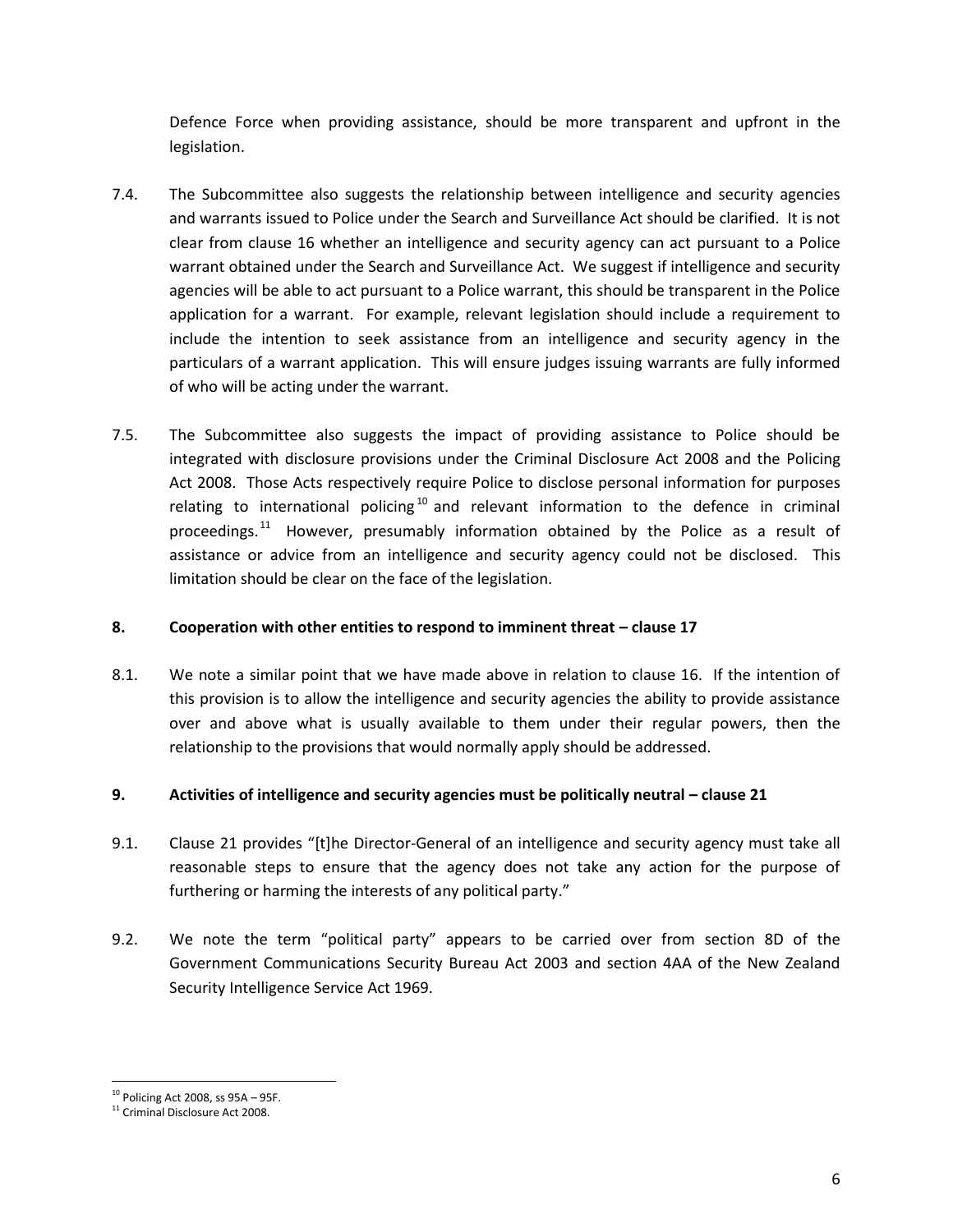Defence Force when providing assistance, should be more transparent and upfront in the legislation.

7.4. The Subcommittee also suggests the relationship between intelligence and security agencies and warrants issued to Police under the Search and Surveillance Act should be clarified. It is not clear from clause 16 whether an intelligence and security agency can act pursuant to a Police warrant obtained under the Search and Surveillance Act. We suggest if intelligence and security agencies will be able to act pursuant to a Police warrant, this should be transparent in the Police application for a warrant. For example, relevant legislation should include a requirement to include the intention to seek assistance from an intelligence and security agency in the particulars of a warrant application. This will ensure judges issuing warrants are fully informed of who will be acting under the warrant.

7.5. The Subcommittee also suggests the impact of providing assistance to Police should be integrated with disclosure provisions under the Criminal Disclosure Act 2008 and the Policing Act 2008. Those Acts respectively require Police to disclose personal information for purposes relating to international policing[10] and relevant information to the defence in criminal proceedings.[11] However, presumably information obtained by the Police as a result of assistance or advice from an intelligence and security agency could not be disclosed. This limitation should be clear on the face of the legislation.

## 8. Cooperation with other entities to respond to imminent threat – clause 17

8.1. We note a similar point that we have made above in relation to clause 16. If the intention of this provision is to allow the intelligence and security agencies the ability to provide assistance over and above what is usually available to them under their regular powers, then the relationship to the provisions that would normally apply should be addressed.

## 9. Activities of intelligence and security agencies must be politically neutral – clause 21

9.1. Clause 21 provides "[t]he Director-General of an intelligence and security agency must take all reasonable steps to ensure that the agency does not take any action for the purpose of furthering or harming the interests of any political party."

9.2. We note the term "political party" appears to be carried over from section 8D of the Government Communications Security Bureau Act 2003 and section 4AA of the New Zealand Security Intelligence Service Act 1969.

---

[10] Policing Act 2008, ss 95A – 95F.

[11] Criminal Disclosure Act 2008.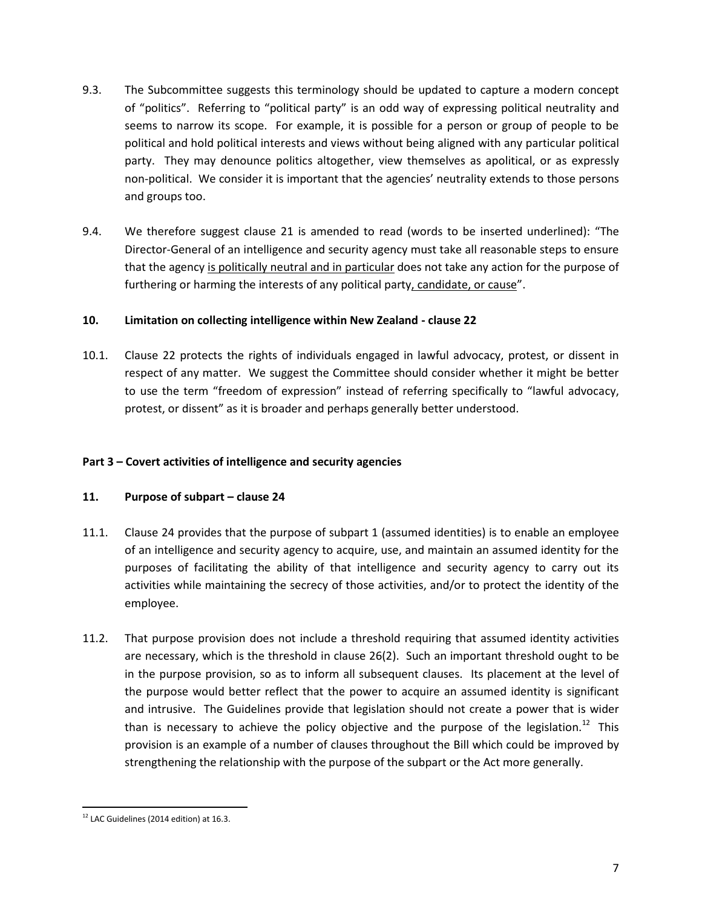9.3. The Subcommittee suggests this terminology should be updated to capture a modern concept of "politics". Referring to "political party" is an odd way of expressing political neutrality and seems to narrow its scope. For example, it is possible for a person or group of people to be political and hold political interests and views without being aligned with any particular political party. They may denounce politics altogether, view themselves as apolitical, or as expressly non-political. We consider it is important that the agencies' neutrality extends to those persons and groups too.

9.4. We therefore suggest clause 21 is amended to read (words to be inserted underlined): "The Director-General of an intelligence and security agency must take all reasonable steps to ensure that the agency <u>is politically neutral and in particular</u> does not take any action for the purpose of furthering or harming the interests of any political party<u>, candidate, or cause</u>".

**10. Limitation on collecting intelligence within New Zealand - clause 22**

10.1. Clause 22 protects the rights of individuals engaged in lawful advocacy, protest, or dissent in respect of any matter. We suggest the Committee should consider whether it might be better to use the term "freedom of expression" instead of referring specifically to "lawful advocacy, protest, or dissent" as it is broader and perhaps generally better understood.

## Part 3 – Covert activities of intelligence and security agencies

**11. Purpose of subpart – clause 24**

11.1. Clause 24 provides that the purpose of subpart 1 (assumed identities) is to enable an employee of an intelligence and security agency to acquire, use, and maintain an assumed identity for the purposes of facilitating the ability of that intelligence and security agency to carry out its activities while maintaining the secrecy of those activities, and/or to protect the identity of the employee.

11.2. That purpose provision does not include a threshold requiring that assumed identity activities are necessary, which is the threshold in clause 26(2). Such an important threshold ought to be in the purpose provision, so as to inform all subsequent clauses. Its placement at the level of the purpose would better reflect that the power to acquire an assumed identity is significant and intrusive. The Guidelines provide that legislation should not create a power that is wider than is necessary to achieve the policy objective and the purpose of the legislation.[12] This provision is an example of a number of clauses throughout the Bill which could be improved by strengthening the relationship with the purpose of the subpart or the Act more generally.

[12] LAC Guidelines (2014 edition) at 16.3.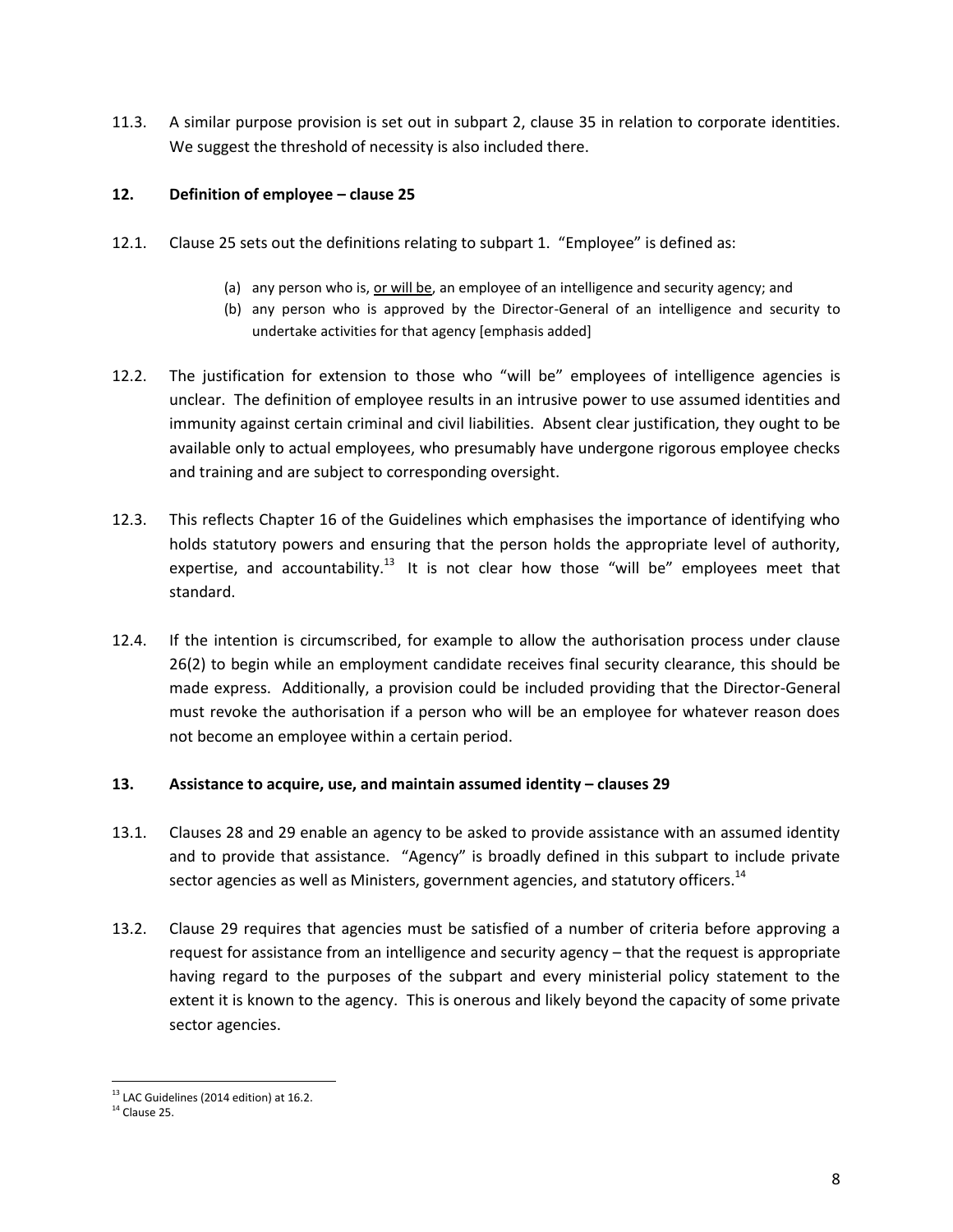11.3. A similar purpose provision is set out in subpart 2, clause 35 in relation to corporate identities. We suggest the threshold of necessity is also included there.

## 12. Definition of employee – clause 25

12.1. Clause 25 sets out the definitions relating to subpart 1. "Employee" is defined as:

> (a) any person who is, <u>or will be</u>, an employee of an intelligence and security agency; and
> (b) any person who is approved by the Director-General of an intelligence and security to undertake activities for that agency [emphasis added]

12.2. The justification for extension to those who "will be" employees of intelligence agencies is unclear. The definition of employee results in an intrusive power to use assumed identities and immunity against certain criminal and civil liabilities. Absent clear justification, they ought to be available only to actual employees, who presumably have undergone rigorous employee checks and training and are subject to corresponding oversight.

12.3. This reflects Chapter 16 of the Guidelines which emphasises the importance of identifying who holds statutory powers and ensuring that the person holds the appropriate level of authority, expertise, and accountability.[13] It is not clear how those "will be" employees meet that standard.

12.4. If the intention is circumscribed, for example to allow the authorisation process under clause 26(2) to begin while an employment candidate receives final security clearance, this should be made express. Additionally, a provision could be included providing that the Director-General must revoke the authorisation if a person who will be an employee for whatever reason does not become an employee within a certain period.

## 13. Assistance to acquire, use, and maintain assumed identity – clauses 29

13.1. Clauses 28 and 29 enable an agency to be asked to provide assistance with an assumed identity and to provide that assistance. "Agency" is broadly defined in this subpart to include private sector agencies as well as Ministers, government agencies, and statutory officers.[14]

13.2. Clause 29 requires that agencies must be satisfied of a number of criteria before approving a request for assistance from an intelligence and security agency – that the request is appropriate having regard to the purposes of the subpart and every ministerial policy statement to the extent it is known to the agency. This is onerous and likely beyond the capacity of some private sector agencies.

---

[13] LAC Guidelines (2014 edition) at 16.2.

[14] Clause 25.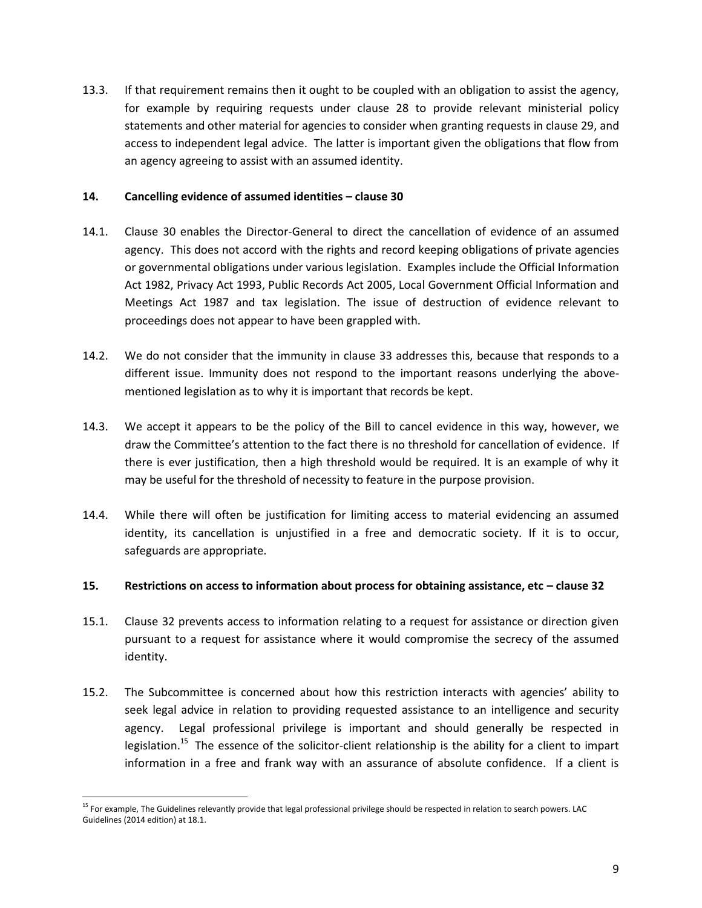13.3. If that requirement remains then it ought to be coupled with an obligation to assist the agency, for example by requiring requests under clause 28 to provide relevant ministerial policy statements and other material for agencies to consider when granting requests in clause 29, and access to independent legal advice. The latter is important given the obligations that flow from an agency agreeing to assist with an assumed identity.

## 14. Cancelling evidence of assumed identities – clause 30

14.1. Clause 30 enables the Director-General to direct the cancellation of evidence of an assumed agency. This does not accord with the rights and record keeping obligations of private agencies or governmental obligations under various legislation. Examples include the Official Information Act 1982, Privacy Act 1993, Public Records Act 2005, Local Government Official Information and Meetings Act 1987 and tax legislation. The issue of destruction of evidence relevant to proceedings does not appear to have been grappled with.

14.2. We do not consider that the immunity in clause 33 addresses this, because that responds to a different issue. Immunity does not respond to the important reasons underlying the above-mentioned legislation as to why it is important that records be kept.

14.3. We accept it appears to be the policy of the Bill to cancel evidence in this way, however, we draw the Committee's attention to the fact there is no threshold for cancellation of evidence. If there is ever justification, then a high threshold would be required. It is an example of why it may be useful for the threshold of necessity to feature in the purpose provision.

14.4. While there will often be justification for limiting access to material evidencing an assumed identity, its cancellation is unjustified in a free and democratic society. If it is to occur, safeguards are appropriate.

## 15. Restrictions on access to information about process for obtaining assistance, etc – clause 32

15.1. Clause 32 prevents access to information relating to a request for assistance or direction given pursuant to a request for assistance where it would compromise the secrecy of the assumed identity.

15.2. The Subcommittee is concerned about how this restriction interacts with agencies' ability to seek legal advice in relation to providing requested assistance to an intelligence and security agency. Legal professional privilege is important and should generally be respected in legislation.[15] The essence of the solicitor-client relationship is the ability for a client to impart information in a free and frank way with an assurance of absolute confidence. If a client is

[15] For example, The Guidelines relevantly provide that legal professional privilege should be respected in relation to search powers. LAC Guidelines (2014 edition) at 18.1.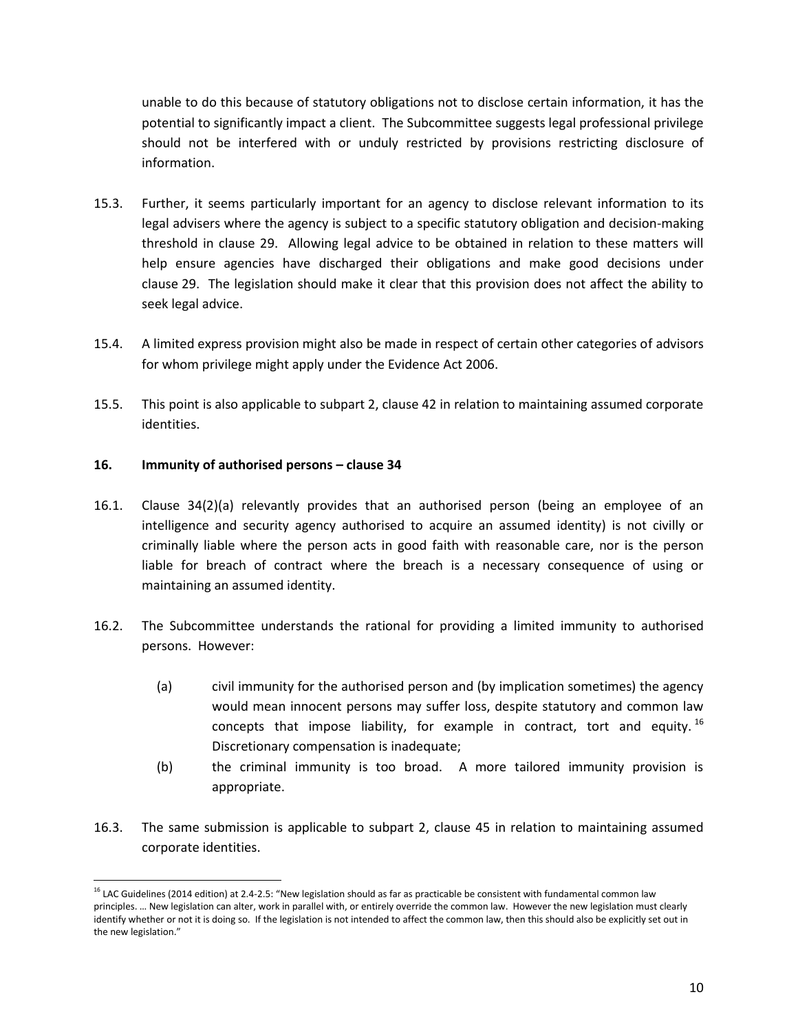unable to do this because of statutory obligations not to disclose certain information, it has the potential to significantly impact a client. The Subcommittee suggests legal professional privilege should not be interfered with or unduly restricted by provisions restricting disclosure of information.

15.3. Further, it seems particularly important for an agency to disclose relevant information to its legal advisers where the agency is subject to a specific statutory obligation and decision-making threshold in clause 29. Allowing legal advice to be obtained in relation to these matters will help ensure agencies have discharged their obligations and make good decisions under clause 29. The legislation should make it clear that this provision does not affect the ability to seek legal advice.

15.4. A limited express provision might also be made in respect of certain other categories of advisors for whom privilege might apply under the Evidence Act 2006.

15.5. This point is also applicable to subpart 2, clause 42 in relation to maintaining assumed corporate identities.

**16. Immunity of authorised persons – clause 34**

16.1. Clause 34(2)(a) relevantly provides that an authorised person (being an employee of an intelligence and security agency authorised to acquire an assumed identity) is not civilly or criminally liable where the person acts in good faith with reasonable care, nor is the person liable for breach of contract where the breach is a necessary consequence of using or maintaining an assumed identity.

16.2. The Subcommittee understands the rational for providing a limited immunity to authorised persons. However:

(a) civil immunity for the authorised person and (by implication sometimes) the agency would mean innocent persons may suffer loss, despite statutory and common law concepts that impose liability, for example in contract, tort and equity.[16] Discretionary compensation is inadequate;

(b) the criminal immunity is too broad. A more tailored immunity provision is appropriate.

16.3. The same submission is applicable to subpart 2, clause 45 in relation to maintaining assumed corporate identities.

[16] LAC Guidelines (2014 edition) at 2.4-2.5: "New legislation should as far as practicable be consistent with fundamental common law principles. … New legislation can alter, work in parallel with, or entirely override the common law. However the new legislation must clearly identify whether or not it is doing so. If the legislation is not intended to affect the common law, then this should also be explicitly set out in the new legislation."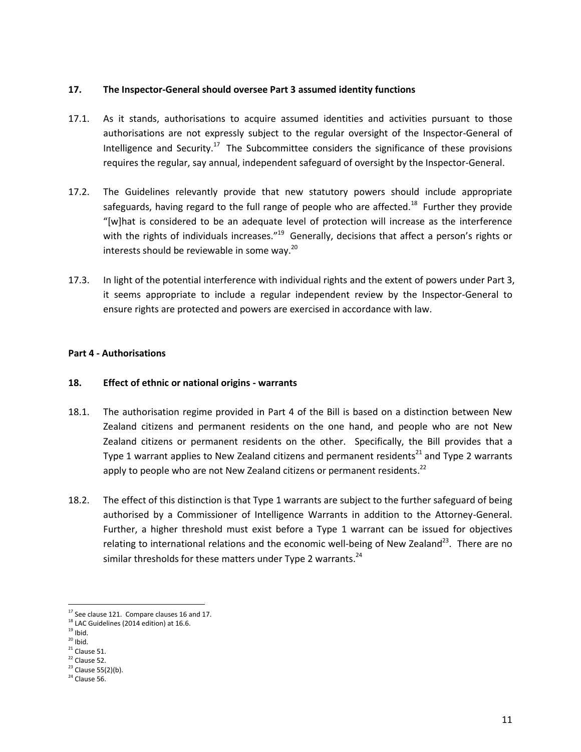### 17. The Inspector-General should oversee Part 3 assumed identity functions

17.1. As it stands, authorisations to acquire assumed identities and activities pursuant to those authorisations are not expressly subject to the regular oversight of the Inspector-General of Intelligence and Security.[17] The Subcommittee considers the significance of these provisions requires the regular, say annual, independent safeguard of oversight by the Inspector-General.

17.2. The Guidelines relevantly provide that new statutory powers should include appropriate safeguards, having regard to the full range of people who are affected.[18] Further they provide "[w]hat is considered to be an adequate level of protection will increase as the interference with the rights of individuals increases."[19] Generally, decisions that affect a person's rights or interests should be reviewable in some way.[20]

17.3. In light of the potential interference with individual rights and the extent of powers under Part 3, it seems appropriate to include a regular independent review by the Inspector-General to ensure rights are protected and powers are exercised in accordance with law.

## Part 4 - Authorisations

### 18. Effect of ethnic or national origins - warrants

18.1. The authorisation regime provided in Part 4 of the Bill is based on a distinction between New Zealand citizens and permanent residents on the one hand, and people who are not New Zealand citizens or permanent residents on the other. Specifically, the Bill provides that a Type 1 warrant applies to New Zealand citizens and permanent residents[21] and Type 2 warrants apply to people who are not New Zealand citizens or permanent residents.[22]

18.2. The effect of this distinction is that Type 1 warrants are subject to the further safeguard of being authorised by a Commissioner of Intelligence Warrants in addition to the Attorney-General. Further, a higher threshold must exist before a Type 1 warrant can be issued for objectives relating to international relations and the economic well-being of New Zealand[23]. There are no similar thresholds for these matters under Type 2 warrants.[24]

---

[17] See clause 121. Compare clauses 16 and 17.
[18] LAC Guidelines (2014 edition) at 16.6.
[19] Ibid.
[20] Ibid.
[21] Clause 51.
[22] Clause 52.
[23] Clause 55(2)(b).
[24] Clause 56.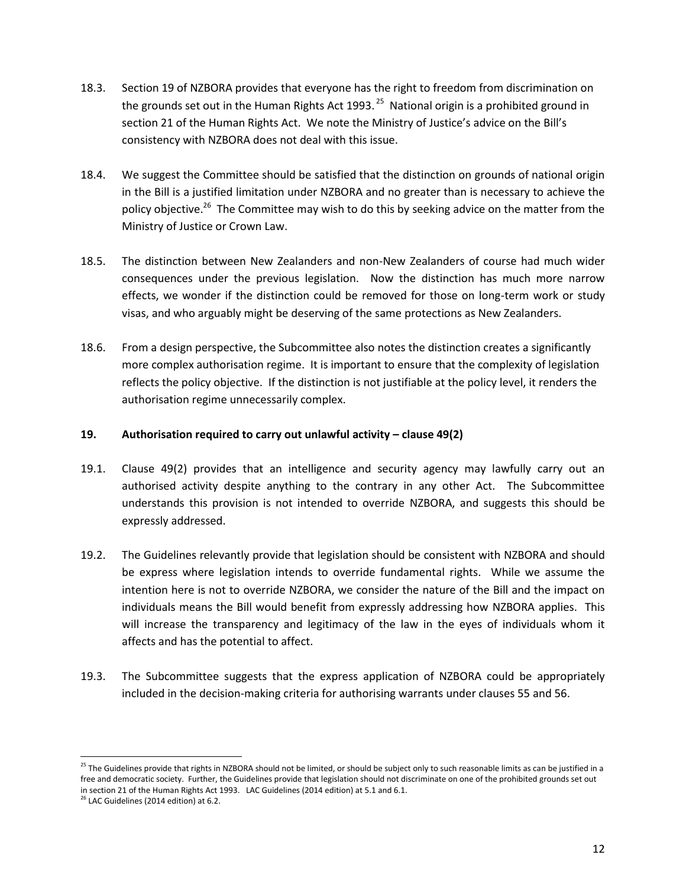18.3. Section 19 of NZBORA provides that everyone has the right to freedom from discrimination on the grounds set out in the Human Rights Act 1993.[25] National origin is a prohibited ground in section 21 of the Human Rights Act. We note the Ministry of Justice's advice on the Bill's consistency with NZBORA does not deal with this issue.

18.4. We suggest the Committee should be satisfied that the distinction on grounds of national origin in the Bill is a justified limitation under NZBORA and no greater than is necessary to achieve the policy objective.[26] The Committee may wish to do this by seeking advice on the matter from the Ministry of Justice or Crown Law.

18.5. The distinction between New Zealanders and non-New Zealanders of course had much wider consequences under the previous legislation. Now the distinction has much more narrow effects, we wonder if the distinction could be removed for those on long-term work or study visas, and who arguably might be deserving of the same protections as New Zealanders.

18.6. From a design perspective, the Subcommittee also notes the distinction creates a significantly more complex authorisation regime. It is important to ensure that the complexity of legislation reflects the policy objective. If the distinction is not justifiable at the policy level, it renders the authorisation regime unnecessarily complex.

## 19. Authorisation required to carry out unlawful activity – clause 49(2)

19.1. Clause 49(2) provides that an intelligence and security agency may lawfully carry out an authorised activity despite anything to the contrary in any other Act. The Subcommittee understands this provision is not intended to override NZBORA, and suggests this should be expressly addressed.

19.2. The Guidelines relevantly provide that legislation should be consistent with NZBORA and should be express where legislation intends to override fundamental rights. While we assume the intention here is not to override NZBORA, we consider the nature of the Bill and the impact on individuals means the Bill would benefit from expressly addressing how NZBORA applies. This will increase the transparency and legitimacy of the law in the eyes of individuals whom it affects and has the potential to affect.

19.3. The Subcommittee suggests that the express application of NZBORA could be appropriately included in the decision-making criteria for authorising warrants under clauses 55 and 56.

---

[25] The Guidelines provide that rights in NZBORA should not be limited, or should be subject only to such reasonable limits as can be justified in a free and democratic society. Further, the Guidelines provide that legislation should not discriminate on one of the prohibited grounds set out in section 21 of the Human Rights Act 1993. LAC Guidelines (2014 edition) at 5.1 and 6.1.

[26] LAC Guidelines (2014 edition) at 6.2.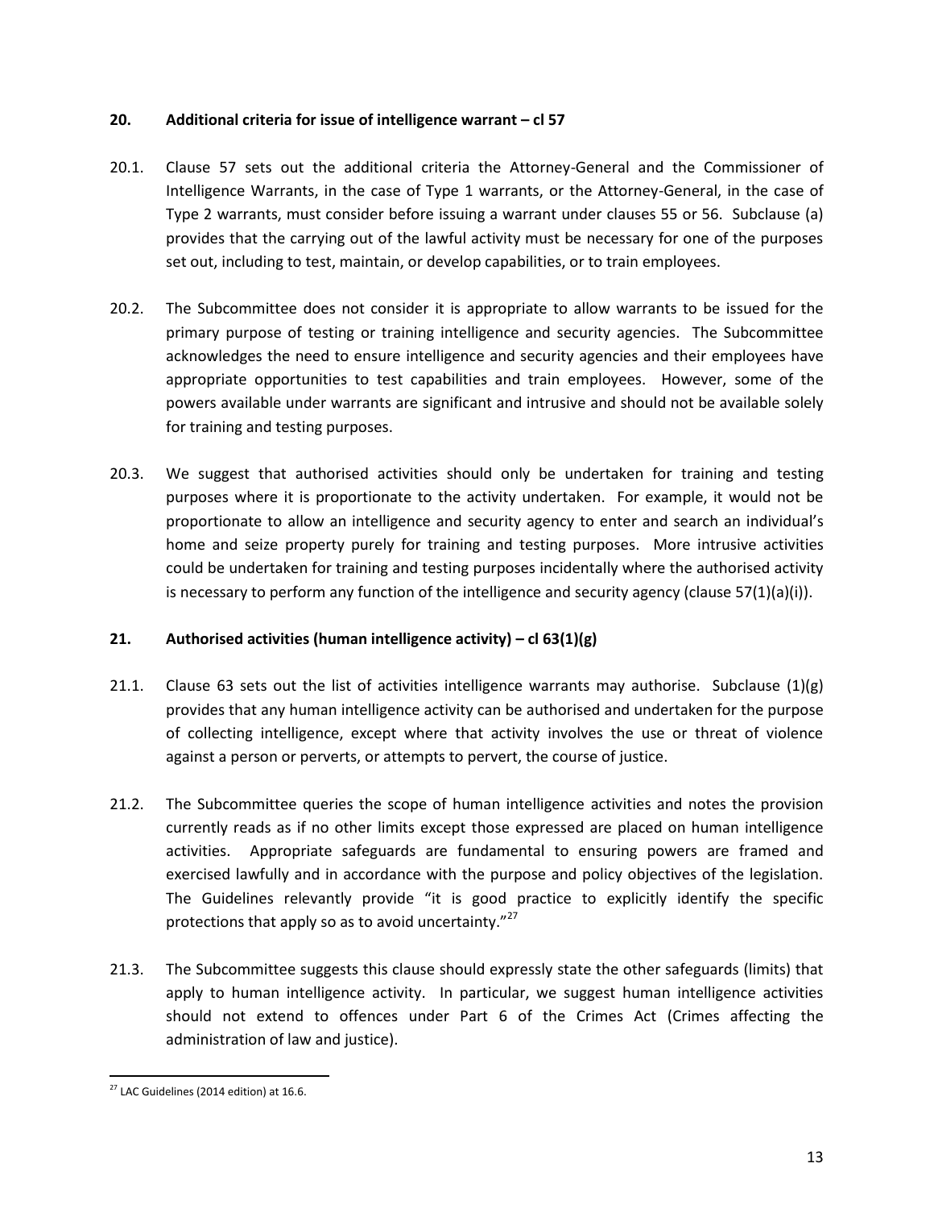## 20. Additional criteria for issue of intelligence warrant – cl 57

20.1. Clause 57 sets out the additional criteria the Attorney-General and the Commissioner of Intelligence Warrants, in the case of Type 1 warrants, or the Attorney-General, in the case of Type 2 warrants, must consider before issuing a warrant under clauses 55 or 56. Subclause (a) provides that the carrying out of the lawful activity must be necessary for one of the purposes set out, including to test, maintain, or develop capabilities, or to train employees.

20.2. The Subcommittee does not consider it is appropriate to allow warrants to be issued for the primary purpose of testing or training intelligence and security agencies. The Subcommittee acknowledges the need to ensure intelligence and security agencies and their employees have appropriate opportunities to test capabilities and train employees. However, some of the powers available under warrants are significant and intrusive and should not be available solely for training and testing purposes.

20.3. We suggest that authorised activities should only be undertaken for training and testing purposes where it is proportionate to the activity undertaken. For example, it would not be proportionate to allow an intelligence and security agency to enter and search an individual's home and seize property purely for training and testing purposes. More intrusive activities could be undertaken for training and testing purposes incidentally where the authorised activity is necessary to perform any function of the intelligence and security agency (clause 57(1)(a)(i)).

## 21. Authorised activities (human intelligence activity) – cl 63(1)(g)

21.1. Clause 63 sets out the list of activities intelligence warrants may authorise. Subclause (1)(g) provides that any human intelligence activity can be authorised and undertaken for the purpose of collecting intelligence, except where that activity involves the use or threat of violence against a person or perverts, or attempts to pervert, the course of justice.

21.2. The Subcommittee queries the scope of human intelligence activities and notes the provision currently reads as if no other limits except those expressed are placed on human intelligence activities. Appropriate safeguards are fundamental to ensuring powers are framed and exercised lawfully and in accordance with the purpose and policy objectives of the legislation. The Guidelines relevantly provide "it is good practice to explicitly identify the specific protections that apply so as to avoid uncertainty."[27]

21.3. The Subcommittee suggests this clause should expressly state the other safeguards (limits) that apply to human intelligence activity. In particular, we suggest human intelligence activities should not extend to offences under Part 6 of the Crimes Act (Crimes affecting the administration of law and justice).

[27] LAC Guidelines (2014 edition) at 16.6.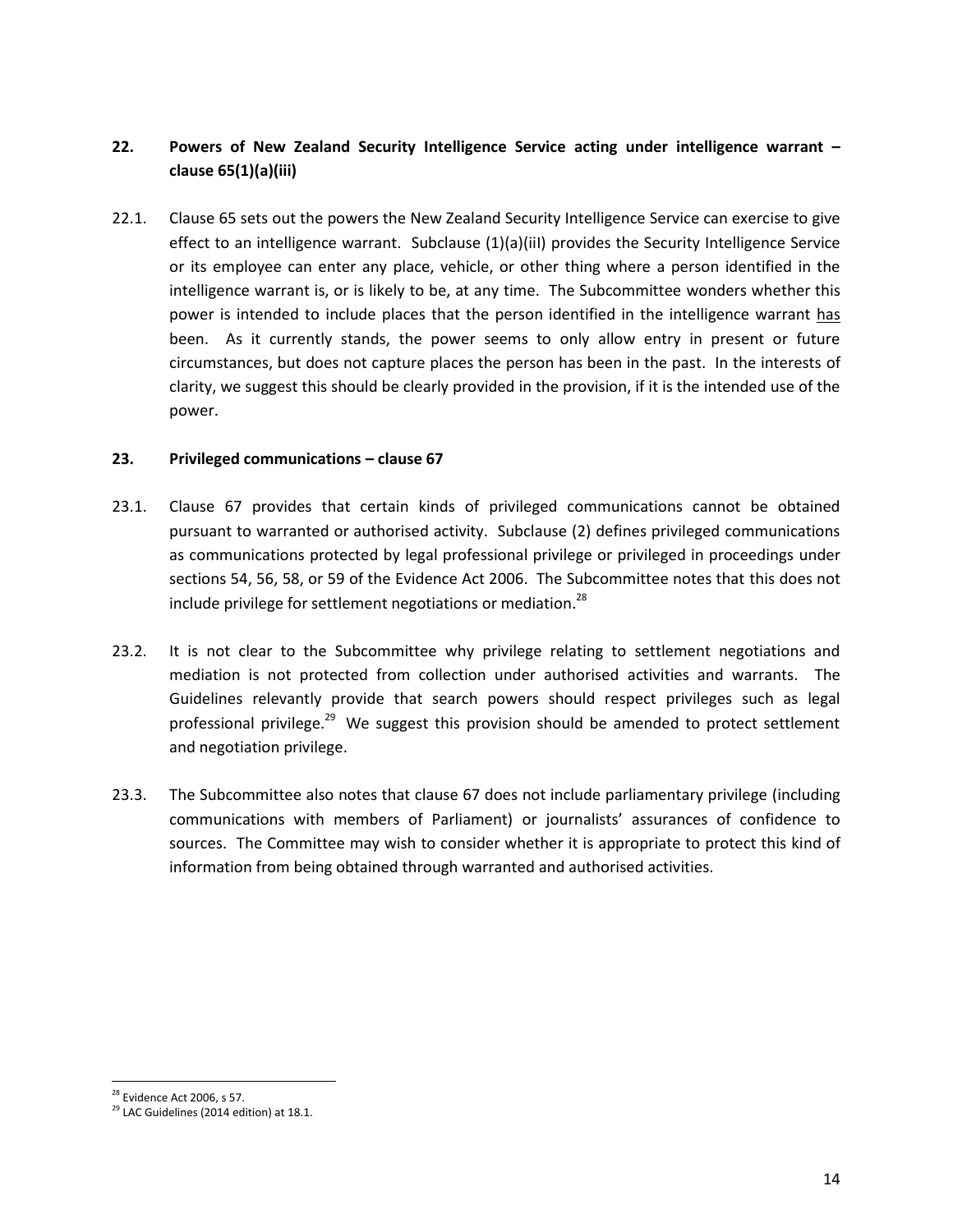## 22. Powers of New Zealand Security Intelligence Service acting under intelligence warrant – clause 65(1)(a)(iii)

22.1. Clause 65 sets out the powers the New Zealand Security Intelligence Service can exercise to give effect to an intelligence warrant. Subclause (1)(a)(iiI) provides the Security Intelligence Service or its employee can enter any place, vehicle, or other thing where a person identified in the intelligence warrant is, or is likely to be, at any time. The Subcommittee wonders whether this power is intended to include places that the person identified in the intelligence warrant has been. As it currently stands, the power seems to only allow entry in present or future circumstances, but does not capture places the person has been in the past. In the interests of clarity, we suggest this should be clearly provided in the provision, if it is the intended use of the power.

## 23. Privileged communications – clause 67

23.1. Clause 67 provides that certain kinds of privileged communications cannot be obtained pursuant to warranted or authorised activity. Subclause (2) defines privileged communications as communications protected by legal professional privilege or privileged in proceedings under sections 54, 56, 58, or 59 of the Evidence Act 2006. The Subcommittee notes that this does not include privilege for settlement negotiations or mediation.[28]

23.2. It is not clear to the Subcommittee why privilege relating to settlement negotiations and mediation is not protected from collection under authorised activities and warrants. The Guidelines relevantly provide that search powers should respect privileges such as legal professional privilege.[29] We suggest this provision should be amended to protect settlement and negotiation privilege.

23.3. The Subcommittee also notes that clause 67 does not include parliamentary privilege (including communications with members of Parliament) or journalists' assurances of confidence to sources. The Committee may wish to consider whether it is appropriate to protect this kind of information from being obtained through warranted and authorised activities.

---

[28] Evidence Act 2006, s 57.

[29] LAC Guidelines (2014 edition) at 18.1.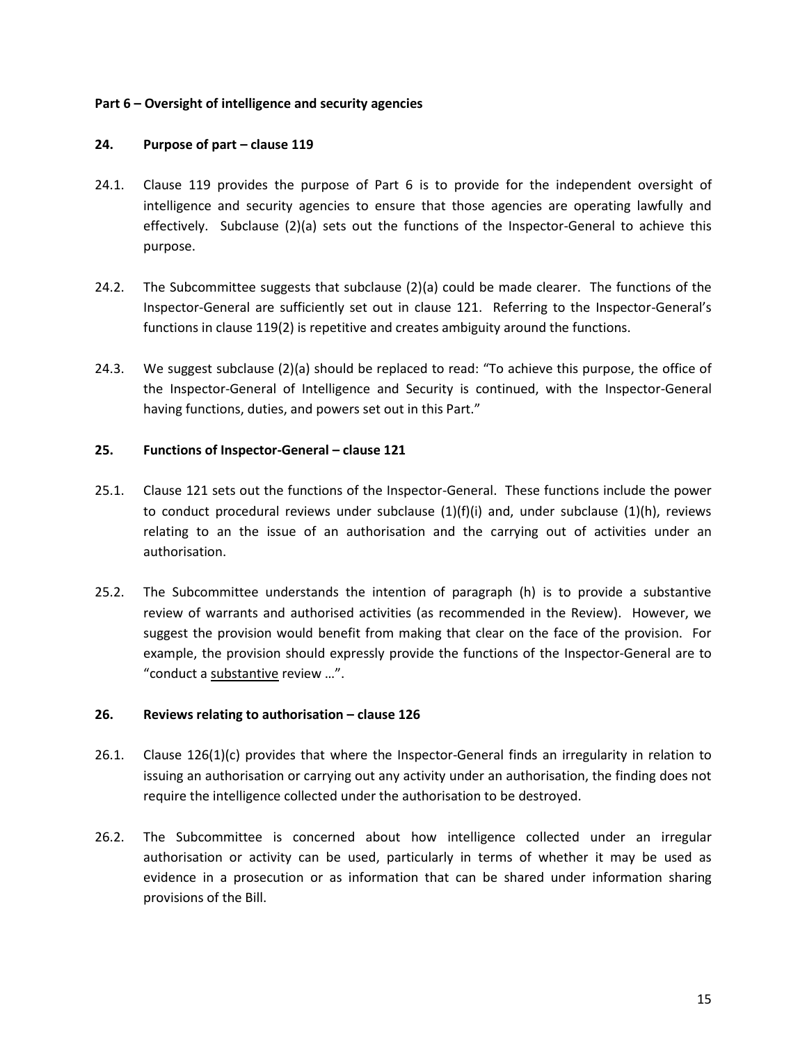**Part 6 – Oversight of intelligence and security agencies**

**24. Purpose of part – clause 119**

24.1. Clause 119 provides the purpose of Part 6 is to provide for the independent oversight of intelligence and security agencies to ensure that those agencies are operating lawfully and effectively. Subclause (2)(a) sets out the functions of the Inspector-General to achieve this purpose.

24.2. The Subcommittee suggests that subclause (2)(a) could be made clearer. The functions of the Inspector-General are sufficiently set out in clause 121. Referring to the Inspector-General's functions in clause 119(2) is repetitive and creates ambiguity around the functions.

24.3. We suggest subclause (2)(a) should be replaced to read: "To achieve this purpose, the office of the Inspector-General of Intelligence and Security is continued, with the Inspector-General having functions, duties, and powers set out in this Part."

**25. Functions of Inspector-General – clause 121**

25.1. Clause 121 sets out the functions of the Inspector-General. These functions include the power to conduct procedural reviews under subclause (1)(f)(i) and, under subclause (1)(h), reviews relating to an the issue of an authorisation and the carrying out of activities under an authorisation.

25.2. The Subcommittee understands the intention of paragraph (h) is to provide a substantive review of warrants and authorised activities (as recommended in the Review). However, we suggest the provision would benefit from making that clear on the face of the provision. For example, the provision should expressly provide the functions of the Inspector-General are to "conduct a <u>substantive</u> review …".

**26. Reviews relating to authorisation – clause 126**

26.1. Clause 126(1)(c) provides that where the Inspector-General finds an irregularity in relation to issuing an authorisation or carrying out any activity under an authorisation, the finding does not require the intelligence collected under the authorisation to be destroyed.

26.2. The Subcommittee is concerned about how intelligence collected under an irregular authorisation or activity can be used, particularly in terms of whether it may be used as evidence in a prosecution or as information that can be shared under information sharing provisions of the Bill.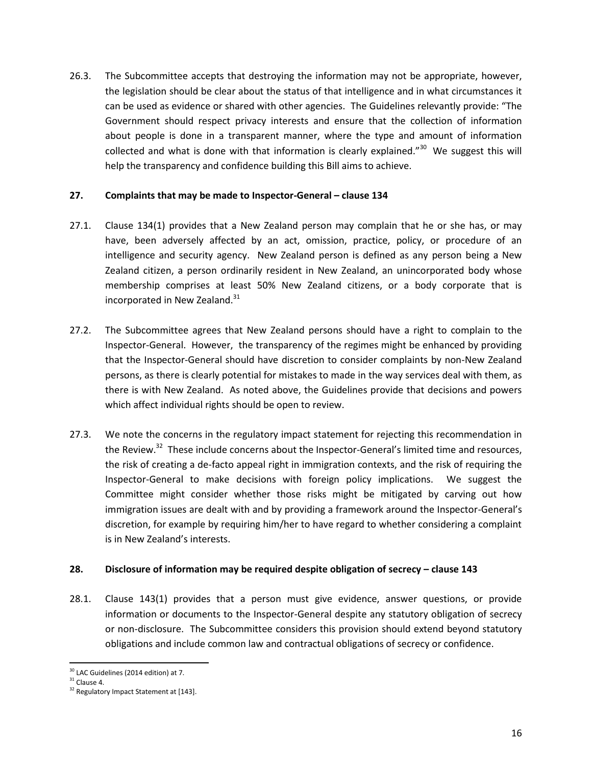26.3. The Subcommittee accepts that destroying the information may not be appropriate, however, the legislation should be clear about the status of that intelligence and in what circumstances it can be used as evidence or shared with other agencies. The Guidelines relevantly provide: "The Government should respect privacy interests and ensure that the collection of information about people is done in a transparent manner, where the type and amount of information collected and what is done with that information is clearly explained."[30] We suggest this will help the transparency and confidence building this Bill aims to achieve.

## 27. Complaints that may be made to Inspector-General – clause 134

27.1. Clause 134(1) provides that a New Zealand person may complain that he or she has, or may have, been adversely affected by an act, omission, practice, policy, or procedure of an intelligence and security agency. New Zealand person is defined as any person being a New Zealand citizen, a person ordinarily resident in New Zealand, an unincorporated body whose membership comprises at least 50% New Zealand citizens, or a body corporate that is incorporated in New Zealand.[31]

27.2. The Subcommittee agrees that New Zealand persons should have a right to complain to the Inspector-General. However, the transparency of the regimes might be enhanced by providing that the Inspector-General should have discretion to consider complaints by non-New Zealand persons, as there is clearly potential for mistakes to made in the way services deal with them, as there is with New Zealand. As noted above, the Guidelines provide that decisions and powers which affect individual rights should be open to review.

27.3. We note the concerns in the regulatory impact statement for rejecting this recommendation in the Review.[32] These include concerns about the Inspector-General's limited time and resources, the risk of creating a de-facto appeal right in immigration contexts, and the risk of requiring the Inspector-General to make decisions with foreign policy implications. We suggest the Committee might consider whether those risks might be mitigated by carving out how immigration issues are dealt with and by providing a framework around the Inspector-General's discretion, for example by requiring him/her to have regard to whether considering a complaint is in New Zealand's interests.

## 28. Disclosure of information may be required despite obligation of secrecy – clause 143

28.1. Clause 143(1) provides that a person must give evidence, answer questions, or provide information or documents to the Inspector-General despite any statutory obligation of secrecy or non-disclosure. The Subcommittee considers this provision should extend beyond statutory obligations and include common law and contractual obligations of secrecy or confidence.

---

[30] LAC Guidelines (2014 edition) at 7.

[31] Clause 4.

[32] Regulatory Impact Statement at [143].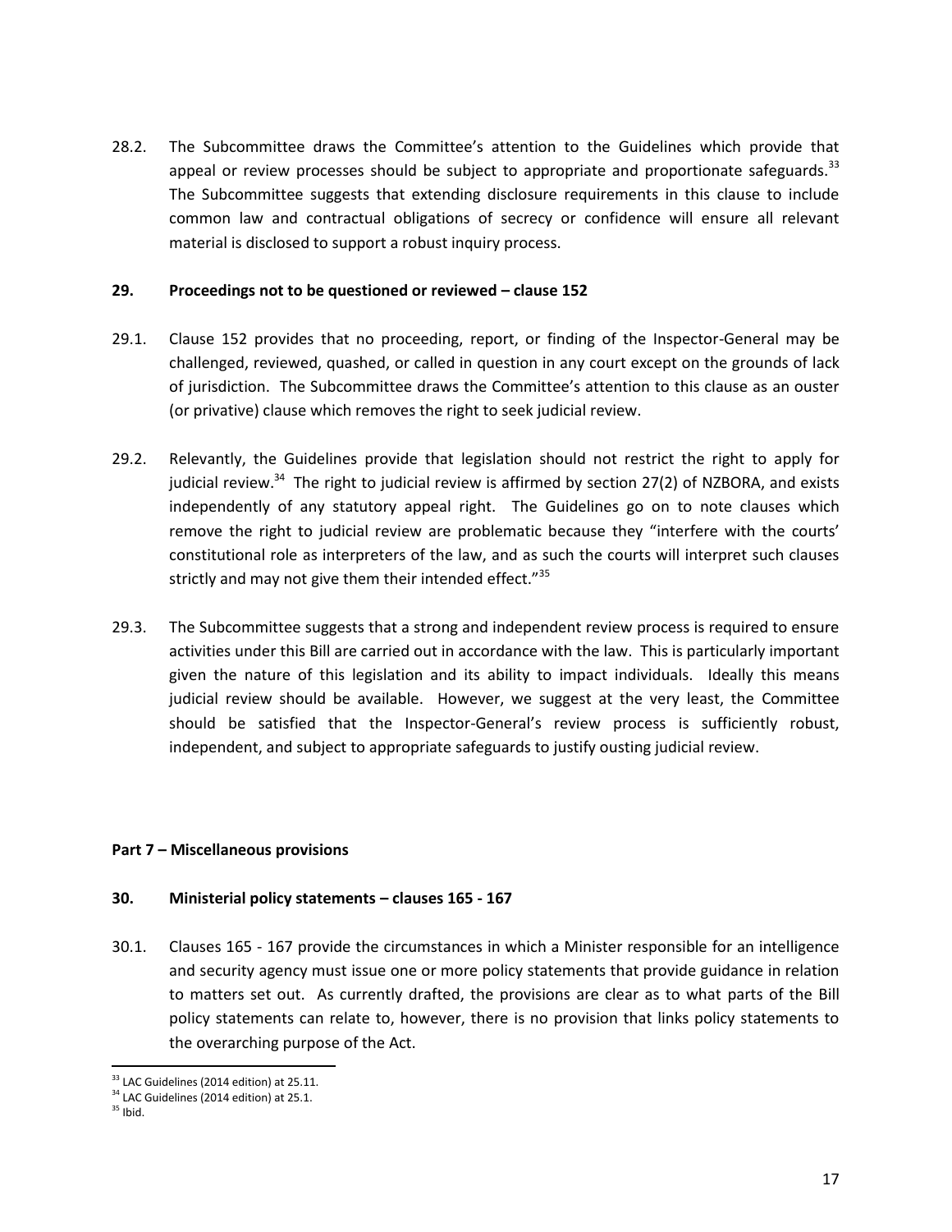28.2. The Subcommittee draws the Committee's attention to the Guidelines which provide that appeal or review processes should be subject to appropriate and proportionate safeguards.[33] The Subcommittee suggests that extending disclosure requirements in this clause to include common law and contractual obligations of secrecy or confidence will ensure all relevant material is disclosed to support a robust inquiry process.

**29. Proceedings not to be questioned or reviewed – clause 152**

29.1. Clause 152 provides that no proceeding, report, or finding of the Inspector-General may be challenged, reviewed, quashed, or called in question in any court except on the grounds of lack of jurisdiction. The Subcommittee draws the Committee's attention to this clause as an ouster (or privative) clause which removes the right to seek judicial review.

29.2. Relevantly, the Guidelines provide that legislation should not restrict the right to apply for judicial review.[34] The right to judicial review is affirmed by section 27(2) of NZBORA, and exists independently of any statutory appeal right. The Guidelines go on to note clauses which remove the right to judicial review are problematic because they "interfere with the courts' constitutional role as interpreters of the law, and as such the courts will interpret such clauses strictly and may not give them their intended effect."[35]

29.3. The Subcommittee suggests that a strong and independent review process is required to ensure activities under this Bill are carried out in accordance with the law. This is particularly important given the nature of this legislation and its ability to impact individuals. Ideally this means judicial review should be available. However, we suggest at the very least, the Committee should be satisfied that the Inspector-General's review process is sufficiently robust, independent, and subject to appropriate safeguards to justify ousting judicial review.

**Part 7 – Miscellaneous provisions**

**30. Ministerial policy statements – clauses 165 - 167**

30.1. Clauses 165 - 167 provide the circumstances in which a Minister responsible for an intelligence and security agency must issue one or more policy statements that provide guidance in relation to matters set out. As currently drafted, the provisions are clear as to what parts of the Bill policy statements can relate to, however, there is no provision that links policy statements to the overarching purpose of the Act.

---

[33] LAC Guidelines (2014 edition) at 25.11.

[34] LAC Guidelines (2014 edition) at 25.1.

[35] Ibid.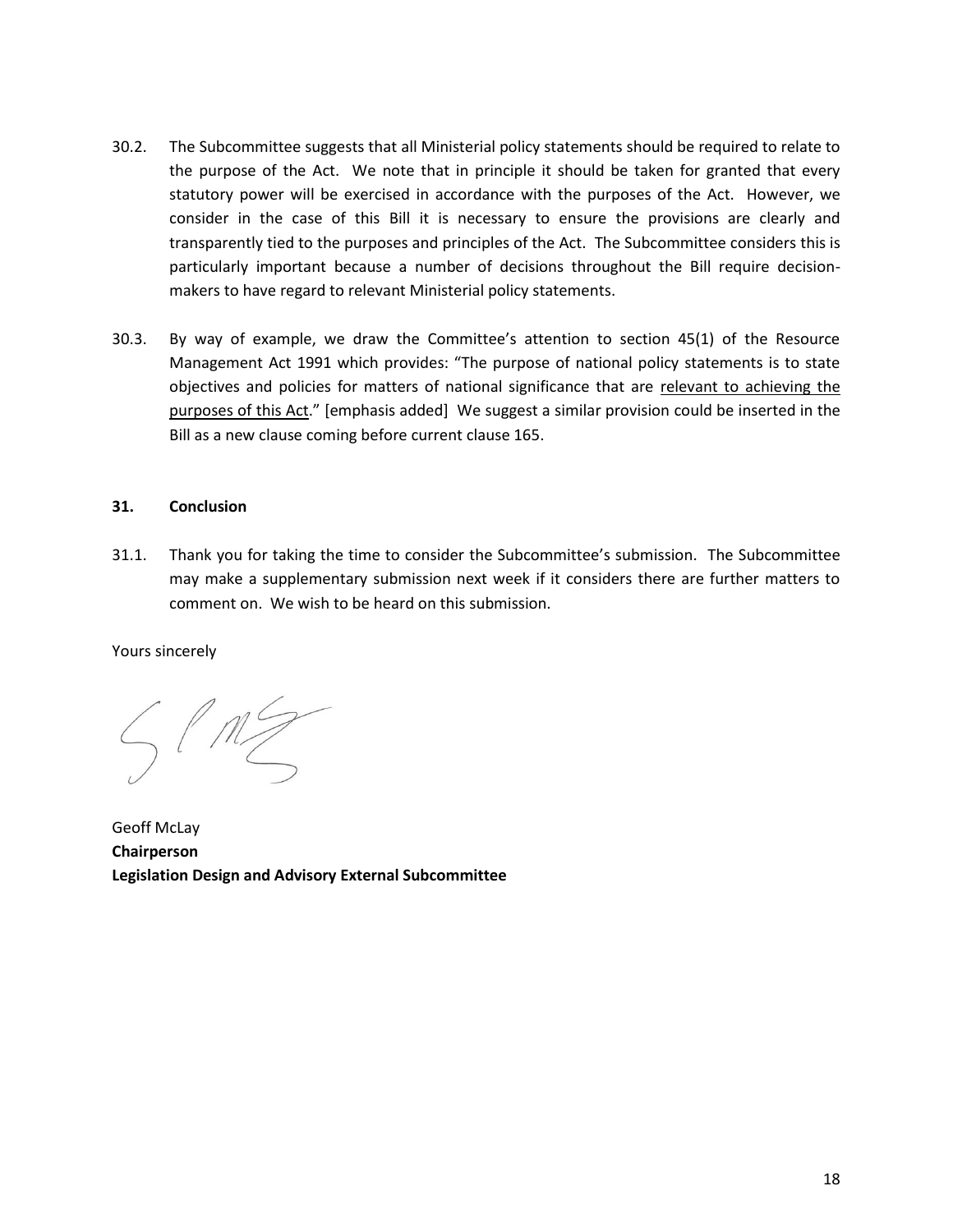30.2. The Subcommittee suggests that all Ministerial policy statements should be required to relate to the purpose of the Act. We note that in principle it should be taken for granted that every statutory power will be exercised in accordance with the purposes of the Act. However, we consider in the case of this Bill it is necessary to ensure the provisions are clearly and transparently tied to the purposes and principles of the Act. The Subcommittee considers this is particularly important because a number of decisions throughout the Bill require decision-makers to have regard to relevant Ministerial policy statements.

30.3. By way of example, we draw the Committee's attention to section 45(1) of the Resource Management Act 1991 which provides: "The purpose of national policy statements is to state objectives and policies for matters of national significance that are <u>relevant to achieving the purposes of this Act</u>." [emphasis added] We suggest a similar provision could be inserted in the Bill as a new clause coming before current clause 165.

**31. Conclusion**

31.1. Thank you for taking the time to consider the Subcommittee's submission. The Subcommittee may make a supplementary submission next week if it considers there are further matters to comment on. We wish to be heard on this submission.

Yours sincerely

Geoff McLay
**Chairperson**
**Legislation Design and Advisory External Subcommittee**